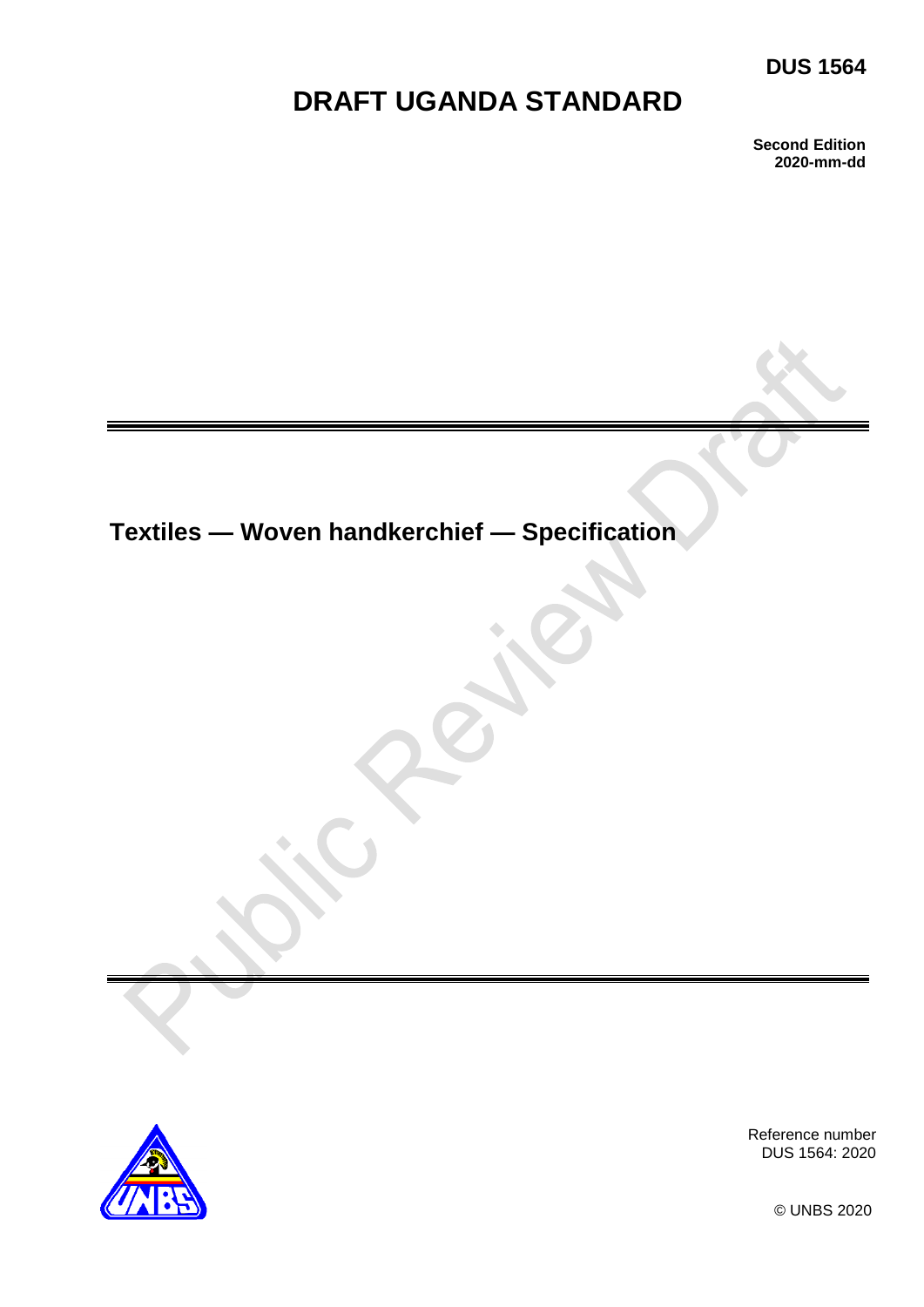**DUS 1564**

# DRAFT UGANDA STANDARD

**Second Edition**
**2020-mm-dd**

## Textiles — Woven handkerchief — Specification

Reference number
DUS 1564: 2020

© UNBS 2020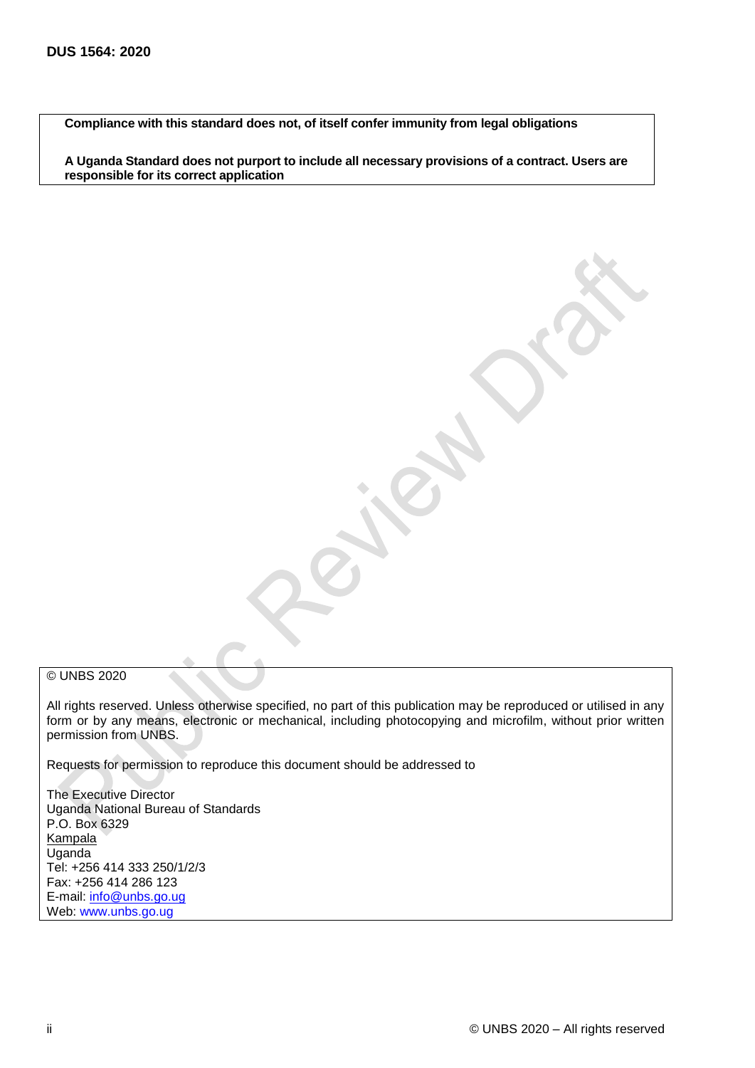**Compliance with this standard does not, of itself confer immunity from legal obligations**

**A Uganda Standard does not purport to include all necessary provisions of a contract. Users are responsible for its correct application**

© UNBS 2020

All rights reserved. Unless otherwise specified, no part of this publication may be reproduced or utilised in any form or by any means, electronic or mechanical, including photocopying and microfilm, without prior written permission from UNBS.

Requests for permission to reproduce this document should be addressed to

The Executive Director
Uganda National Bureau of Standards
P.O. Box 6329
Kampala
Uganda
Tel: +256 414 333 250/1/2/3
Fax: +256 414 286 123
E-mail: info@unbs.go.ug
Web: www.unbs.go.ug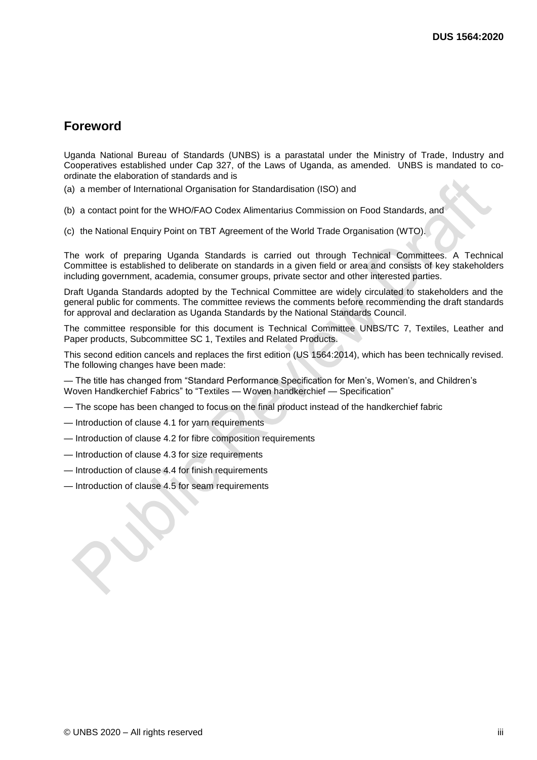## Foreword

Uganda National Bureau of Standards (UNBS) is a parastatal under the Ministry of Trade, Industry and Cooperatives established under Cap 327, of the Laws of Uganda, as amended. UNBS is mandated to co-ordinate the elaboration of standards and is

(a) a member of International Organisation for Standardisation (ISO) and

(b) a contact point for the WHO/FAO Codex Alimentarius Commission on Food Standards, and

(c) the National Enquiry Point on TBT Agreement of the World Trade Organisation (WTO).

The work of preparing Uganda Standards is carried out through Technical Committees. A Technical Committee is established to deliberate on standards in a given field or area and consists of key stakeholders including government, academia, consumer groups, private sector and other interested parties.

Draft Uganda Standards adopted by the Technical Committee are widely circulated to stakeholders and the general public for comments. The committee reviews the comments before recommending the draft standards for approval and declaration as Uganda Standards by the National Standards Council.

The committee responsible for this document is Technical Committee UNBS/TC 7, Textiles, Leather and Paper products, Subcommittee SC 1, Textiles and Related Products.

This second edition cancels and replaces the first edition (US 1564:2014), which has been technically revised. The following changes have been made:

— The title has changed from "Standard Performance Specification for Men's, Women's, and Children's Woven Handkerchief Fabrics" to "Textiles — Woven handkerchief — Specification"

— The scope has been changed to focus on the final product instead of the handkerchief fabric

— Introduction of clause 4.1 for yarn requirements

— Introduction of clause 4.2 for fibre composition requirements

— Introduction of clause 4.3 for size requirements

— Introduction of clause 4.4 for finish requirements

— Introduction of clause 4.5 for seam requirements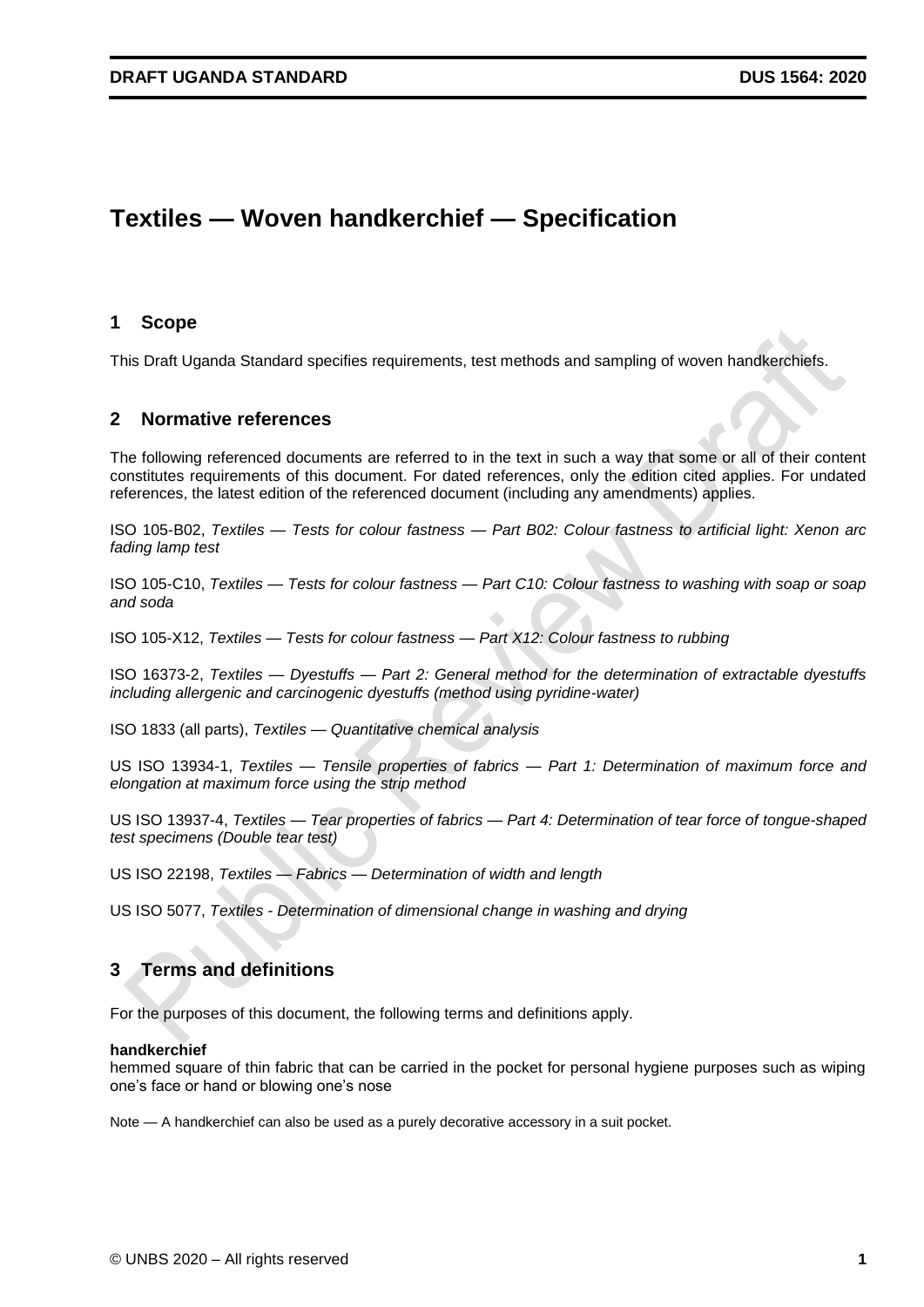# Textiles — Woven handkerchief — Specification

## 1 Scope

This Draft Uganda Standard specifies requirements, test methods and sampling of woven handkerchiefs.

## 2 Normative references

The following referenced documents are referred to in the text in such a way that some or all of their content constitutes requirements of this document. For dated references, only the edition cited applies. For undated references, the latest edition of the referenced document (including any amendments) applies.

ISO 105-B02, *Textiles — Tests for colour fastness — Part B02: Colour fastness to artificial light: Xenon arc fading lamp test*

ISO 105-C10, *Textiles — Tests for colour fastness — Part C10: Colour fastness to washing with soap or soap and soda*

ISO 105-X12, *Textiles — Tests for colour fastness — Part X12: Colour fastness to rubbing*

ISO 16373-2, *Textiles — Dyestuffs — Part 2: General method for the determination of extractable dyestuffs including allergenic and carcinogenic dyestuffs (method using pyridine-water)*

ISO 1833 (all parts), *Textiles — Quantitative chemical analysis*

US ISO 13934-1, *Textiles — Tensile properties of fabrics — Part 1: Determination of maximum force and elongation at maximum force using the strip method*

US ISO 13937-4, *Textiles — Tear properties of fabrics — Part 4: Determination of tear force of tongue-shaped test specimens (Double tear test)*

US ISO 22198, *Textiles — Fabrics — Determination of width and length*

US ISO 5077, *Textiles - Determination of dimensional change in washing and drying*

## 3 Terms and definitions

For the purposes of this document, the following terms and definitions apply.

**handkerchief**
hemmed square of thin fabric that can be carried in the pocket for personal hygiene purposes such as wiping one's face or hand or blowing one's nose

Note — A handkerchief can also be used as a purely decorative accessory in a suit pocket.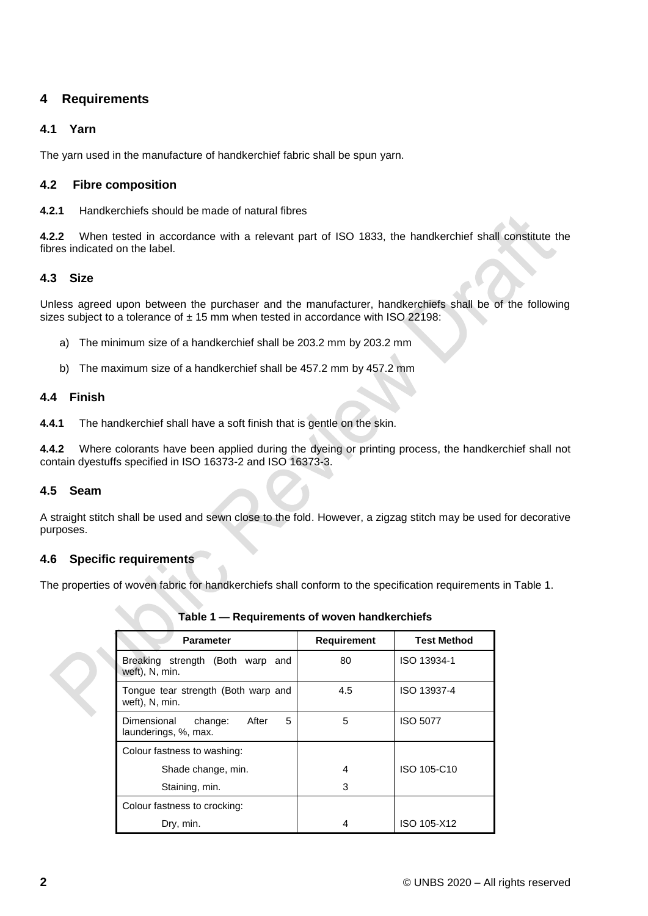# 4 Requirements

## 4.1 Yarn

The yarn used in the manufacture of handkerchief fabric shall be spun yarn.

## 4.2 Fibre composition

**4.2.1** Handkerchiefs should be made of natural fibres

**4.2.2** When tested in accordance with a relevant part of ISO 1833, the handkerchief shall constitute the fibres indicated on the label.

## 4.3 Size

Unless agreed upon between the purchaser and the manufacturer, handkerchiefs shall be of the following sizes subject to a tolerance of ± 15 mm when tested in accordance with ISO 22198:

a) The minimum size of a handkerchief shall be 203.2 mm by 203.2 mm

b) The maximum size of a handkerchief shall be 457.2 mm by 457.2 mm

## 4.4 Finish

**4.4.1** The handkerchief shall have a soft finish that is gentle on the skin.

**4.4.2** Where colorants have been applied during the dyeing or printing process, the handkerchief shall not contain dyestuffs specified in ISO 16373-2 and ISO 16373-3.

## 4.5 Seam

A straight stitch shall be used and sewn close to the fold. However, a zigzag stitch may be used for decorative purposes.

## 4.6 Specific requirements

The properties of woven fabric for handkerchiefs shall conform to the specification requirements in Table 1.

**Table 1 — Requirements of woven handkerchiefs**

| Parameter | Requirement | Test Method |
|---|---|---|
| Breaking strength (Both warp and weft), N, min. | 80 | ISO 13934-1 |
| Tongue tear strength (Both warp and weft), N, min. | 4.5 | ISO 13937-4 |
| Dimensional change: After 5 launderings, %, max. | 5 | ISO 5077 |
| Colour fastness to washing: | | |
| Shade change, min. | 4 | ISO 105-C10 |
| Staining, min. | 3 | |
| Colour fastness to crocking: | | |
| Dry, min. | 4 | ISO 105-X12 |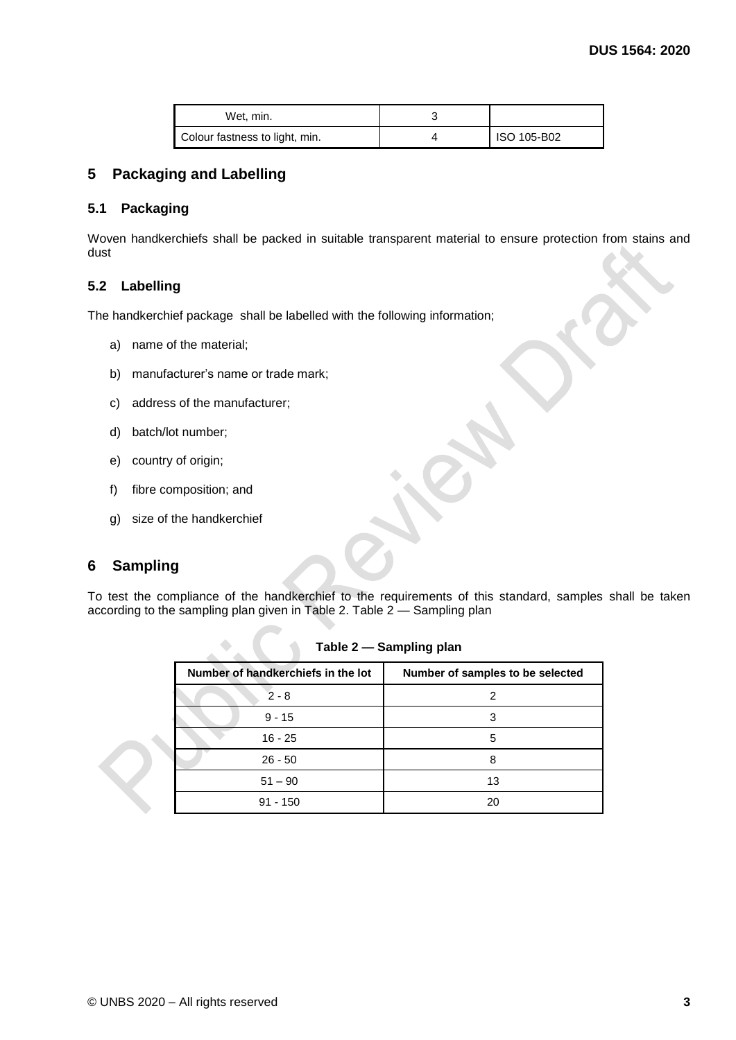| Wet, min. | 3 | |
|---|---|---|
| Colour fastness to light, min. | 4 | ISO 105-B02 |

## 5 Packaging and Labelling

### 5.1 Packaging

Woven handkerchiefs shall be packed in suitable transparent material to ensure protection from stains and dust

### 5.2 Labelling

The handkerchief package shall be labelled with the following information;

a) name of the material;

b) manufacturer's name or trade mark;

c) address of the manufacturer;

d) batch/lot number;

e) country of origin;

f) fibre composition; and

g) size of the handkerchief

## 6 Sampling

To test the compliance of the handkerchief to the requirements of this standard, samples shall be taken according to the sampling plan given in Table 2. Table 2 — Sampling plan

**Table 2 — Sampling plan**

| Number of handkerchiefs in the lot | Number of samples to be selected |
|---|---|
| 2 - 8 | 2 |
| 9 - 15 | 3 |
| 16 - 25 | 5 |
| 26 - 50 | 8 |
| 51 – 90 | 13 |
| 91 - 150 | 20 |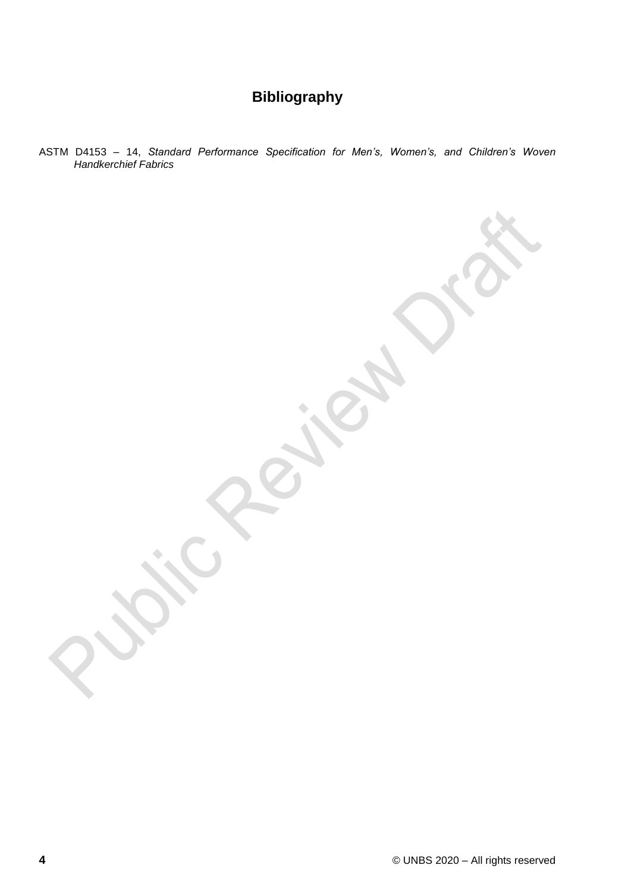# Bibliography

ASTM D4153 – 14, *Standard Performance Specification for Men's, Women's, and Children's Woven Handkerchief Fabrics*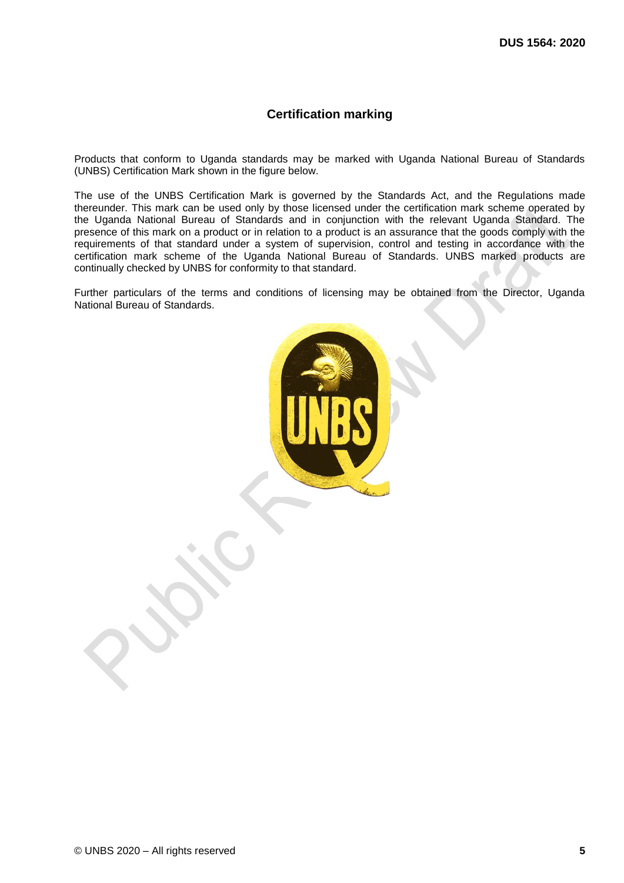## Certification marking

Products that conform to Uganda standards may be marked with Uganda National Bureau of Standards (UNBS) Certification Mark shown in the figure below.

The use of the UNBS Certification Mark is governed by the Standards Act, and the Regulations made thereunder. This mark can be used only by those licensed under the certification mark scheme operated by the Uganda National Bureau of Standards and in conjunction with the relevant Uganda Standard. The presence of this mark on a product or in relation to a product is an assurance that the goods comply with the requirements of that standard under a system of supervision, control and testing in accordance with the certification mark scheme of the Uganda National Bureau of Standards. UNBS marked products are continually checked by UNBS for conformity to that standard.

Further particulars of the terms and conditions of licensing may be obtained from the Director, Uganda National Bureau of Standards.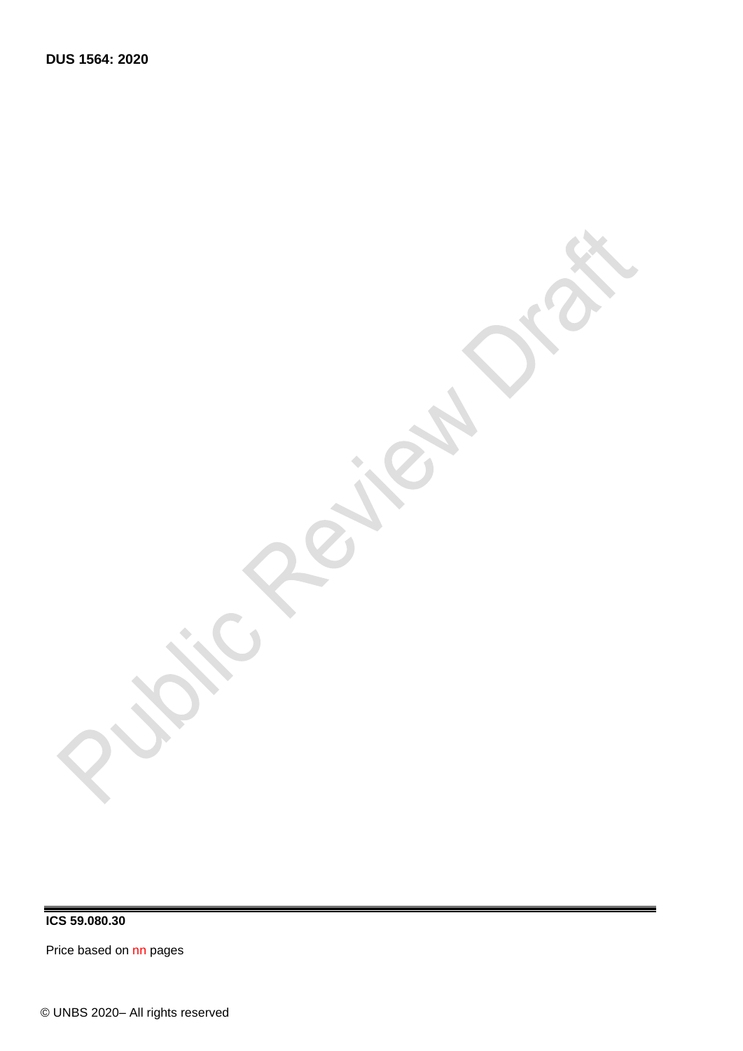**DUS 1564: 2020**

**ICS 59.080.30**

Price based on nn pages

© UNBS 2020– All rights reserved